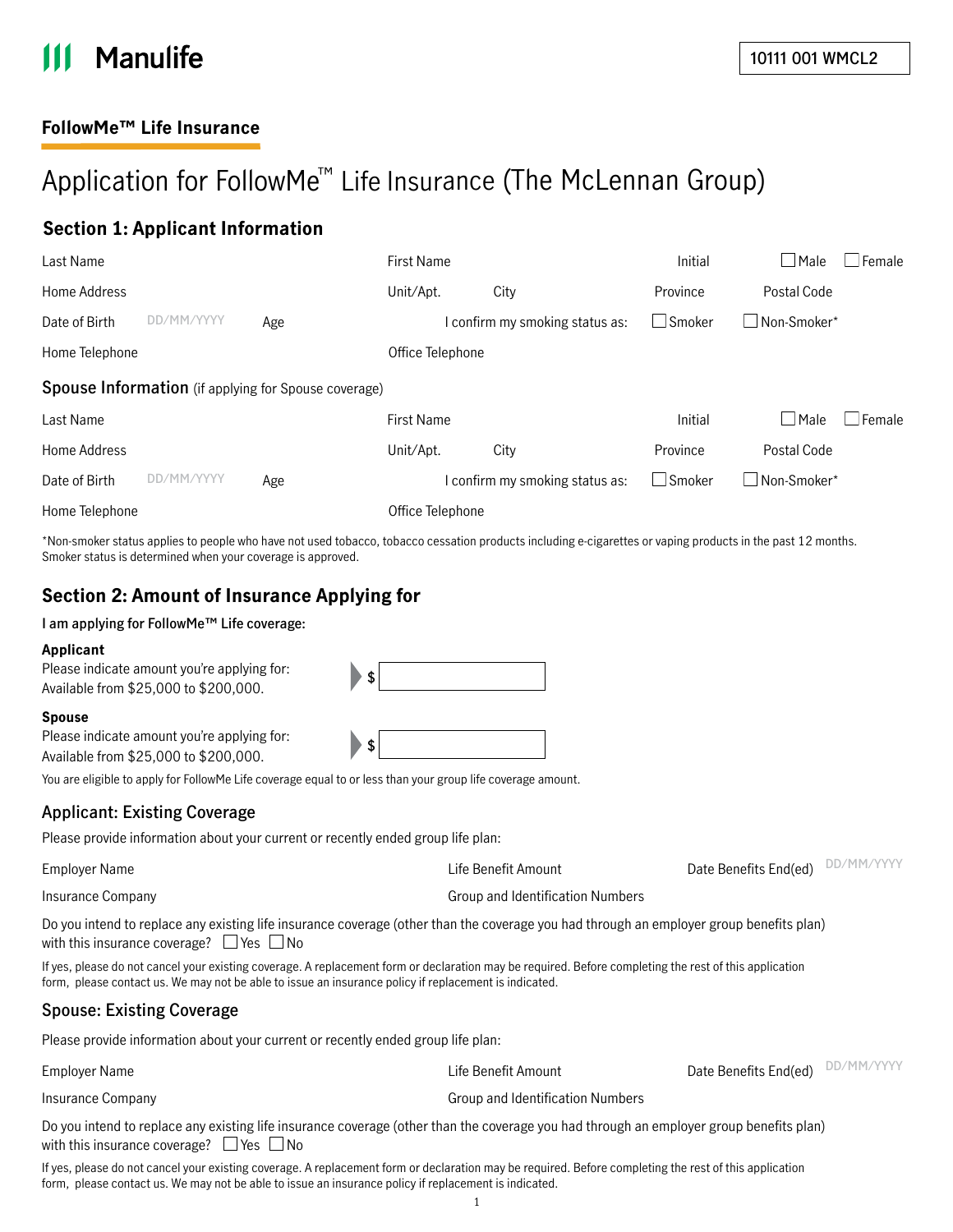Manulife

10111 001 WMCL2

**FollowMe™ Life Insurance**

# Application for FollowMe™ Life Insurance (The McLennan Group)

## Section 1: Applicant Information

Last Name | First Name | Initial | ☐ Male ☐ Female

Home Address | Unit/Apt. | City | Province | Postal Code

Date of Birth DD/MM/YYYY | Age | I confirm my smoking status as: ☐ Smoker ☐ Non-Smoker*

Home Telephone | Office Telephone

### Spouse Information (if applying for Spouse coverage)

Last Name | First Name | Initial | ☐ Male ☐ Female

Home Address | Unit/Apt. | City | Province | Postal Code

Date of Birth DD/MM/YYYY | Age | I confirm my smoking status as: ☐ Smoker ☐ Non-Smoker*

Home Telephone | Office Telephone

*Non-smoker status applies to people who have not used tobacco, tobacco cessation products including e-cigarettes or vaping products in the past 12 months. Smoker status is determined when your coverage is approved.

## Section 2: Amount of Insurance Applying for

**I am applying for FollowMe™ Life coverage:**

**Applicant**
Please indicate amount you're applying for:
Available from $25,000 to $200,000. $ ______

**Spouse**
Please indicate amount you're applying for:
Available from $25,000 to $200,000. $ ______

You are eligible to apply for FollowMe Life coverage equal to or less than your group life coverage amount.

### Applicant: Existing Coverage

Please provide information about your current or recently ended group life plan:

Employer Name | Life Benefit Amount | Date Benefits End(ed) DD/MM/YYYY

Insurance Company | Group and Identification Numbers

Do you intend to replace any existing life insurance coverage (other than the coverage you had through an employer group benefits plan) with this insurance coverage? ☐ Yes ☐ No

If yes, please do not cancel your existing coverage. A replacement form or declaration may be required. Before completing the rest of this application form, please contact us. We may not be able to issue an insurance policy if replacement is indicated.

### Spouse: Existing Coverage

Please provide information about your current or recently ended group life plan:

Employer Name | Life Benefit Amount | Date Benefits End(ed) DD/MM/YYYY

Insurance Company | Group and Identification Numbers

Do you intend to replace any existing life insurance coverage (other than the coverage you had through an employer group benefits plan) with this insurance coverage? ☐ Yes ☐ No

If yes, please do not cancel your existing coverage. A replacement form or declaration may be required. Before completing the rest of this application form, please contact us. We may not be able to issue an insurance policy if replacement is indicated.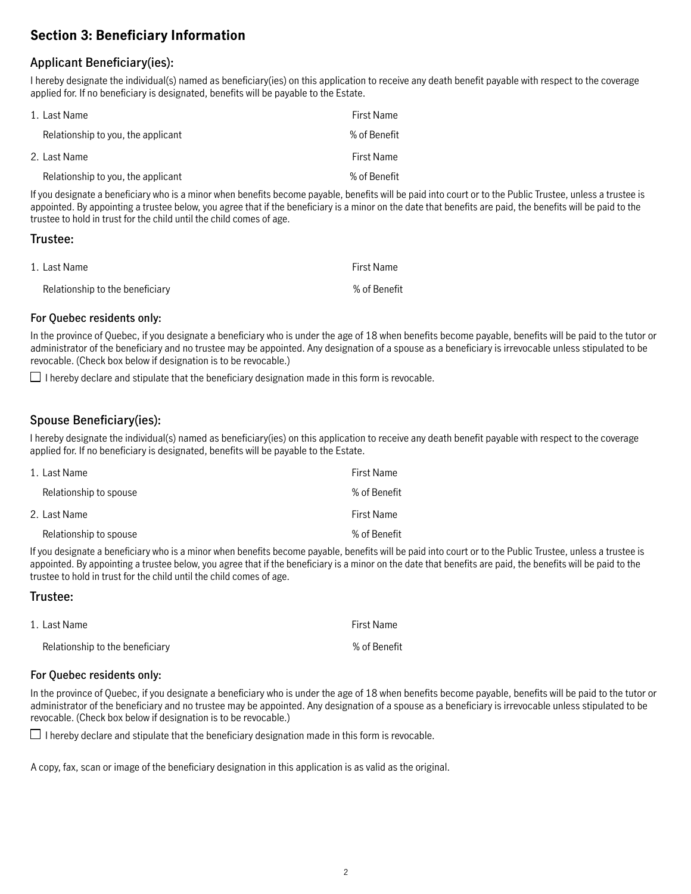## Section 3: Beneficiary Information

### Applicant Beneficiary(ies):

I hereby designate the individual(s) named as beneficiary(ies) on this application to receive any death benefit payable with respect to the coverage applied for. If no beneficiary is designated, benefits will be payable to the Estate.

1. Last Name First Name

   Relationship to you, the applicant % of Benefit

2. Last Name First Name

   Relationship to you, the applicant % of Benefit

If you designate a beneficiary who is a minor when benefits become payable, benefits will be paid into court or to the Public Trustee, unless a trustee is appointed. By appointing a trustee below, you agree that if the beneficiary is a minor on the date that benefits are paid, the benefits will be paid to the trustee to hold in trust for the child until the child comes of age.

### Trustee:

1. Last Name First Name

   Relationship to the beneficiary % of Benefit

#### For Quebec residents only:

In the province of Quebec, if you designate a beneficiary who is under the age of 18 when benefits become payable, benefits will be paid to the tutor or administrator of the beneficiary and no trustee may be appointed. Any designation of a spouse as a beneficiary is irrevocable unless stipulated to be revocable. (Check box below if designation is to be revocable.)

☐ I hereby declare and stipulate that the beneficiary designation made in this form is revocable.

### Spouse Beneficiary(ies):

I hereby designate the individual(s) named as beneficiary(ies) on this application to receive any death benefit payable with respect to the coverage applied for. If no beneficiary is designated, benefits will be payable to the Estate.

1. Last Name First Name

   Relationship to spouse % of Benefit

2. Last Name First Name

   Relationship to spouse % of Benefit

If you designate a beneficiary who is a minor when benefits become payable, benefits will be paid into court or to the Public Trustee, unless a trustee is appointed. By appointing a trustee below, you agree that if the beneficiary is a minor on the date that benefits are paid, the benefits will be paid to the trustee to hold in trust for the child until the child comes of age.

### Trustee:

1. Last Name First Name

   Relationship to the beneficiary % of Benefit

#### For Quebec residents only:

In the province of Quebec, if you designate a beneficiary who is under the age of 18 when benefits become payable, benefits will be paid to the tutor or administrator of the beneficiary and no trustee may be appointed. Any designation of a spouse as a beneficiary is irrevocable unless stipulated to be revocable. (Check box below if designation is to be revocable.)

☐ I hereby declare and stipulate that the beneficiary designation made in this form is revocable.

A copy, fax, scan or image of the beneficiary designation in this application is as valid as the original.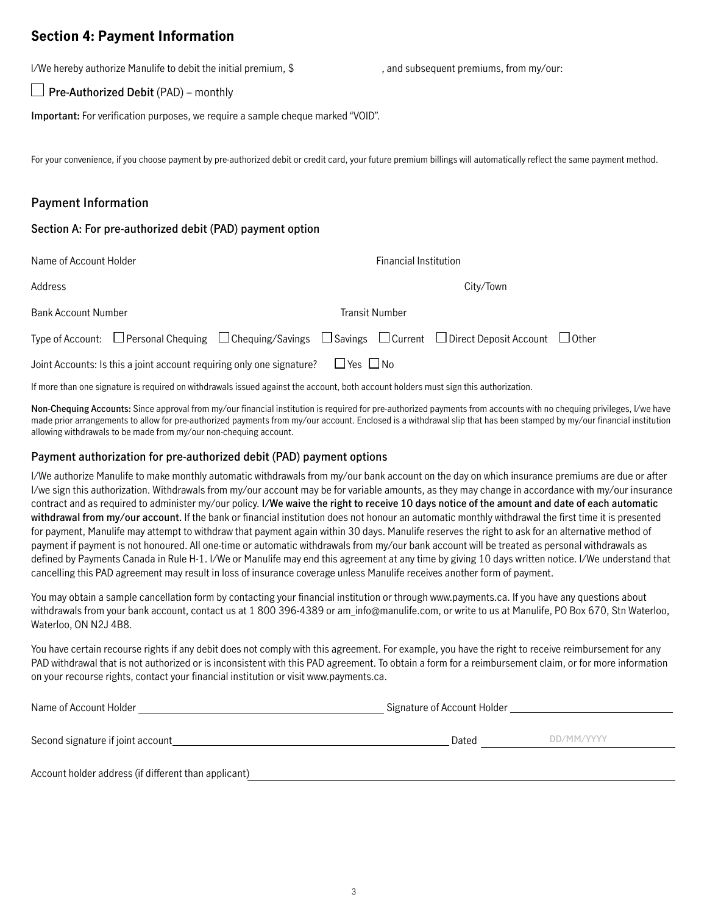## Section 4: Payment Information

I/We hereby authorize Manulife to debit the initial premium, $ \_\_\_\_\_\_\_\_\_\_, and subsequent premiums, from my/our:

☐ **Pre-Authorized Debit** (PAD) – monthly

**Important:** For verification purposes, we require a sample cheque marked "VOID".

For your convenience, if you choose payment by pre-authorized debit or credit card, your future premium billings will automatically reflect the same payment method.

### Payment Information

#### Section A: For pre-authorized debit (PAD) payment option

Name of Account Holder

Financial Institution

Address

City/Town

Bank Account Number

Transit Number

Type of Account: ☐ Personal Chequing ☐ Chequing/Savings ☐ Savings ☐ Current ☐ Direct Deposit Account ☐ Other

Joint Accounts: Is this a joint account requiring only one signature? ☐ Yes ☐ No

If more than one signature is required on withdrawals issued against the account, both account holders must sign this authorization.

**Non-Chequing Accounts:** Since approval from my/our financial institution is required for pre-authorized payments from accounts with no chequing privileges, I/we have made prior arrangements to allow for pre-authorized payments from my/our account. Enclosed is a withdrawal slip that has been stamped by my/our financial institution allowing withdrawals to be made from my/our non-chequing account.

#### Payment authorization for pre-authorized debit (PAD) payment options

I/We authorize Manulife to make monthly automatic withdrawals from my/our bank account on the day on which insurance premiums are due or after I/we sign this authorization. Withdrawals from my/our account may be for variable amounts, as they may change in accordance with my/our insurance contract and as required to administer my/our policy. **I/We waive the right to receive 10 days notice of the amount and date of each automatic withdrawal from my/our account.** If the bank or financial institution does not honour an automatic monthly withdrawal the first time it is presented for payment, Manulife may attempt to withdraw that payment again within 30 days. Manulife reserves the right to ask for an alternative method of payment if payment is not honoured. All one-time or automatic withdrawals from my/our bank account will be treated as personal withdrawals as defined by Payments Canada in Rule H-1. I/We or Manulife may end this agreement at any time by giving 10 days written notice. I/We understand that cancelling this PAD agreement may result in loss of insurance coverage unless Manulife receives another form of payment.

You may obtain a sample cancellation form by contacting your financial institution or through www.payments.ca. If you have any questions about withdrawals from your bank account, contact us at 1 800 396-4389 or am_info@manulife.com, or write to us at Manulife, PO Box 670, Stn Waterloo, Waterloo, ON N2J 4B8.

You have certain recourse rights if any debit does not comply with this agreement. For example, you have the right to receive reimbursement for any PAD withdrawal that is not authorized or is inconsistent with this PAD agreement. To obtain a form for a reimbursement claim, or for more information on your recourse rights, contact your financial institution or visit www.payments.ca.

Name of Account Holder \_\_\_\_\_\_\_\_\_\_\_\_\_\_\_\_\_\_\_\_ Signature of Account Holder \_\_\_\_\_\_\_\_\_\_\_\_\_\_\_\_\_\_\_\_

Second signature if joint account \_\_\_\_\_\_\_\_\_\_\_\_\_\_\_\_\_\_\_\_ Dated DD/MM/YYYY

Account holder address (if different than applicant) \_\_\_\_\_\_\_\_\_\_\_\_\_\_\_\_\_\_\_\_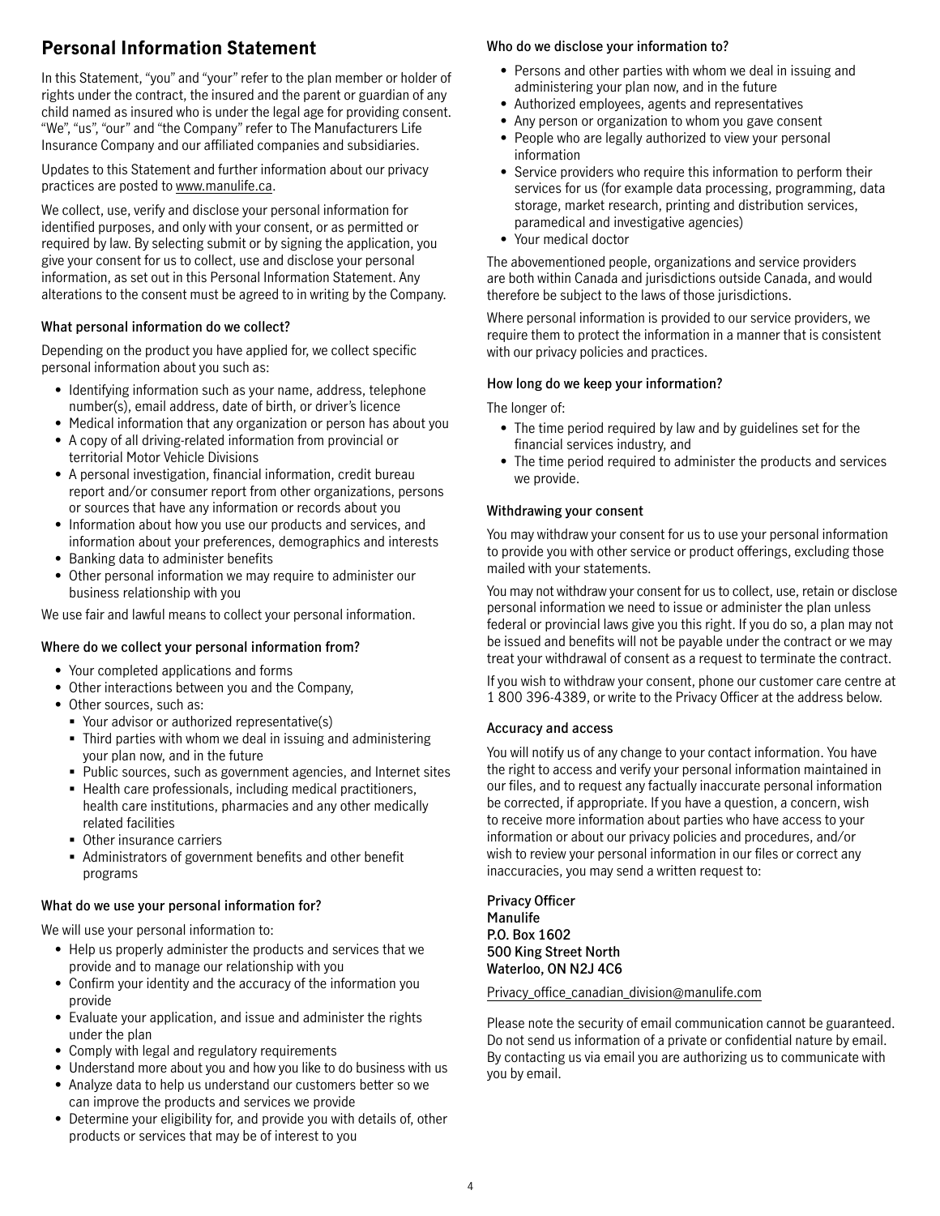## Personal Information Statement

In this Statement, "you" and "your" refer to the plan member or holder of rights under the contract, the insured and the parent or guardian of any child named as insured who is under the legal age for providing consent. "We", "us", "our" and "the Company" refer to The Manufacturers Life Insurance Company and our affiliated companies and subsidiaries.

Updates to this Statement and further information about our privacy practices are posted to www.manulife.ca.

We collect, use, verify and disclose your personal information for identified purposes, and only with your consent, or as permitted or required by law. By selecting submit or by signing the application, you give your consent for us to collect, use and disclose your personal information, as set out in this Personal Information Statement. Any alterations to the consent must be agreed to in writing by the Company.

### What personal information do we collect?

Depending on the product you have applied for, we collect specific personal information about you such as:

- Identifying information such as your name, address, telephone number(s), email address, date of birth, or driver's licence
- Medical information that any organization or person has about you
- A copy of all driving-related information from provincial or territorial Motor Vehicle Divisions
- A personal investigation, financial information, credit bureau report and/or consumer report from other organizations, persons or sources that have any information or records about you
- Information about how you use our products and services, and information about your preferences, demographics and interests
- Banking data to administer benefits
- Other personal information we may require to administer our business relationship with you

We use fair and lawful means to collect your personal information.

### Where do we collect your personal information from?

- Your completed applications and forms
- Other interactions between you and the Company,
- Other sources, such as:
  - Your advisor or authorized representative(s)
  - Third parties with whom we deal in issuing and administering your plan now, and in the future
  - Public sources, such as government agencies, and Internet sites
  - Health care professionals, including medical practitioners, health care institutions, pharmacies and any other medically related facilities
  - Other insurance carriers
  - Administrators of government benefits and other benefit programs

### What do we use your personal information for?

We will use your personal information to:

- Help us properly administer the products and services that we provide and to manage our relationship with you
- Confirm your identity and the accuracy of the information you provide
- Evaluate your application, and issue and administer the rights under the plan
- Comply with legal and regulatory requirements
- Understand more about you and how you like to do business with us
- Analyze data to help us understand our customers better so we can improve the products and services we provide
- Determine your eligibility for, and provide you with details of, other products or services that may be of interest to you

### Who do we disclose your information to?

- Persons and other parties with whom we deal in issuing and administering your plan now, and in the future
- Authorized employees, agents and representatives
- Any person or organization to whom you gave consent
- People who are legally authorized to view your personal information
- Service providers who require this information to perform their services for us (for example data processing, programming, data storage, market research, printing and distribution services, paramedical and investigative agencies)
- Your medical doctor

The abovementioned people, organizations and service providers are both within Canada and jurisdictions outside Canada, and would therefore be subject to the laws of those jurisdictions.

Where personal information is provided to our service providers, we require them to protect the information in a manner that is consistent with our privacy policies and practices.

### How long do we keep your information?

The longer of:

- The time period required by law and by guidelines set for the financial services industry, and
- The time period required to administer the products and services we provide.

### Withdrawing your consent

You may withdraw your consent for us to use your personal information to provide you with other service or product offerings, excluding those mailed with your statements.

You may not withdraw your consent for us to collect, use, retain or disclose personal information we need to issue or administer the plan unless federal or provincial laws give you this right. If you do so, a plan may not be issued and benefits will not be payable under the contract or we may treat your withdrawal of consent as a request to terminate the contract.

If you wish to withdraw your consent, phone our customer care centre at 1 800 396-4389, or write to the Privacy Officer at the address below.

### Accuracy and access

You will notify us of any change to your contact information. You have the right to access and verify your personal information maintained in our files, and to request any factually inaccurate personal information be corrected, if appropriate. If you have a question, a concern, wish to receive more information about parties who have access to your information or about our privacy policies and procedures, and/or wish to review your personal information in our files or correct any inaccuracies, you may send a written request to:

**Privacy Officer**
**Manulife**
**P.O. Box 1602**
**500 King Street North**
**Waterloo, ON N2J 4C6**

Privacy_office_canadian_division@manulife.com

Please note the security of email communication cannot be guaranteed. Do not send us information of a private or confidential nature by email. By contacting us via email you are authorizing us to communicate with you by email.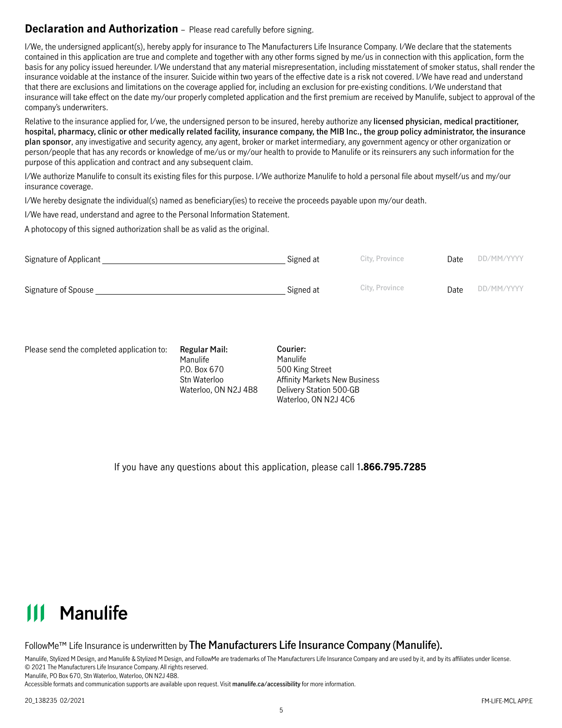## Declaration and Authorization – Please read carefully before signing.

I/We, the undersigned applicant(s), hereby apply for insurance to The Manufacturers Life Insurance Company. I/We declare that the statements contained in this application are true and complete and together with any other forms signed by me/us in connection with this application, form the basis for any policy issued hereunder. I/We understand that any material misrepresentation, including misstatement of smoker status, shall render the insurance voidable at the instance of the insurer. Suicide within two years of the effective date is a risk not covered. I/We have read and understand that there are exclusions and limitations on the coverage applied for, including an exclusion for pre-existing conditions. I/We understand that insurance will take effect on the date my/our properly completed application and the first premium are received by Manulife, subject to approval of the company's underwriters.

Relative to the insurance applied for, I/we, the undersigned person to be insured, hereby authorize any **licensed physician, medical practitioner, hospital, pharmacy, clinic or other medically related facility, insurance company, the MIB Inc., the group policy administrator, the insurance plan sponsor**, any investigative and security agency, any agent, broker or market intermediary, any government agency or other organization or person/people that has any records or knowledge of me/us or my/our health to provide to Manulife or its reinsurers any such information for the purpose of this application and contract and any subsequent claim.

I/We authorize Manulife to consult its existing files for this purpose. I/We authorize Manulife to hold a personal file about myself/us and my/our insurance coverage.

I/We hereby designate the individual(s) named as beneficiary(ies) to receive the proceeds payable upon my/our death.

I/We have read, understand and agree to the Personal Information Statement.

A photocopy of this signed authorization shall be as valid as the original.

Signature of Applicant ____________________ Signed at City, Province Date DD/MM/YYYY

Signature of Spouse ____________________ Signed at City, Province Date DD/MM/YYYY

Please send the completed application to:

**Regular Mail:**
Manulife
P.O. Box 670
Stn Waterloo
Waterloo, ON N2J 4B8

**Courier:**
Manulife
500 King Street
Affinity Markets New Business
Delivery Station 500-GB
Waterloo, ON N2J 4C6

If you have any questions about this application, please call 1**.866.795.7285**

Manulife

FollowMe™ Life Insurance is underwritten by **The Manufacturers Life Insurance Company (Manulife).**

Manulife, Stylized M Design, and Manulife & Stylized M Design, and FollowMe are trademarks of The Manufacturers Life Insurance Company and are used by it, and by its affiliates under license.
© 2021 The Manufacturers Life Insurance Company. All rights reserved.
Manulife, PO Box 670, Stn Waterloo, Waterloo, ON N2J 4B8.
Accessible formats and communication supports are available upon request. Visit **manulife.ca/accessibility** for more information.

20_138235 02/2021 FM-LIFE-MCL APP.E